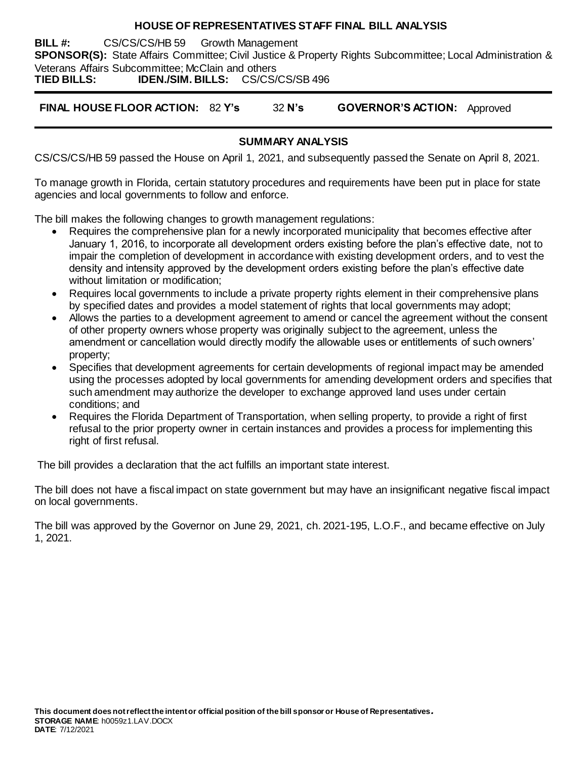# HOUSE OF REPRESENTATIVES STAFF FINAL BILL ANALYSIS

**BILL #:** CS/CS/CS/HB 59 Growth Management

**SPONSOR(S):** State Affairs Committee; Civil Justice & Property Rights Subcommittee; Local Administration & Veterans Affairs Subcommittee; McClain and others

**TIED BILLS:** **IDEN./SIM. BILLS:** CS/CS/CS/SB 496

**FINAL HOUSE FLOOR ACTION:** 82 **Y's** 32 **N's** **GOVERNOR'S ACTION:** Approved

## SUMMARY ANALYSIS

CS/CS/CS/HB 59 passed the House on April 1, 2021, and subsequently passed the Senate on April 8, 2021.

To manage growth in Florida, certain statutory procedures and requirements have been put in place for state agencies and local governments to follow and enforce.

The bill makes the following changes to growth management regulations:

- Requires the comprehensive plan for a newly incorporated municipality that becomes effective after January 1, 2016, to incorporate all development orders existing before the plan's effective date, not to impair the completion of development in accordance with existing development orders, and to vest the density and intensity approved by the development orders existing before the plan's effective date without limitation or modification;
- Requires local governments to include a private property rights element in their comprehensive plans by specified dates and provides a model statement of rights that local governments may adopt;
- Allows the parties to a development agreement to amend or cancel the agreement without the consent of other property owners whose property was originally subject to the agreement, unless the amendment or cancellation would directly modify the allowable uses or entitlements of such owners' property;
- Specifies that development agreements for certain developments of regional impact may be amended using the processes adopted by local governments for amending development orders and specifies that such amendment may authorize the developer to exchange approved land uses under certain conditions; and
- Requires the Florida Department of Transportation, when selling property, to provide a right of first refusal to the prior property owner in certain instances and provides a process for implementing this right of first refusal.

The bill provides a declaration that the act fulfills an important state interest.

The bill does not have a fiscal impact on state government but may have an insignificant negative fiscal impact on local governments.

The bill was approved by the Governor on June 29, 2021, ch. 2021-195, L.O.F., and became effective on July 1, 2021.

**This document does not reflect the intent or official position of the bill sponsor or House of Representatives.**

**STORAGE NAME**: h0059z1.LAV.DOCX

**DATE**: 7/12/2021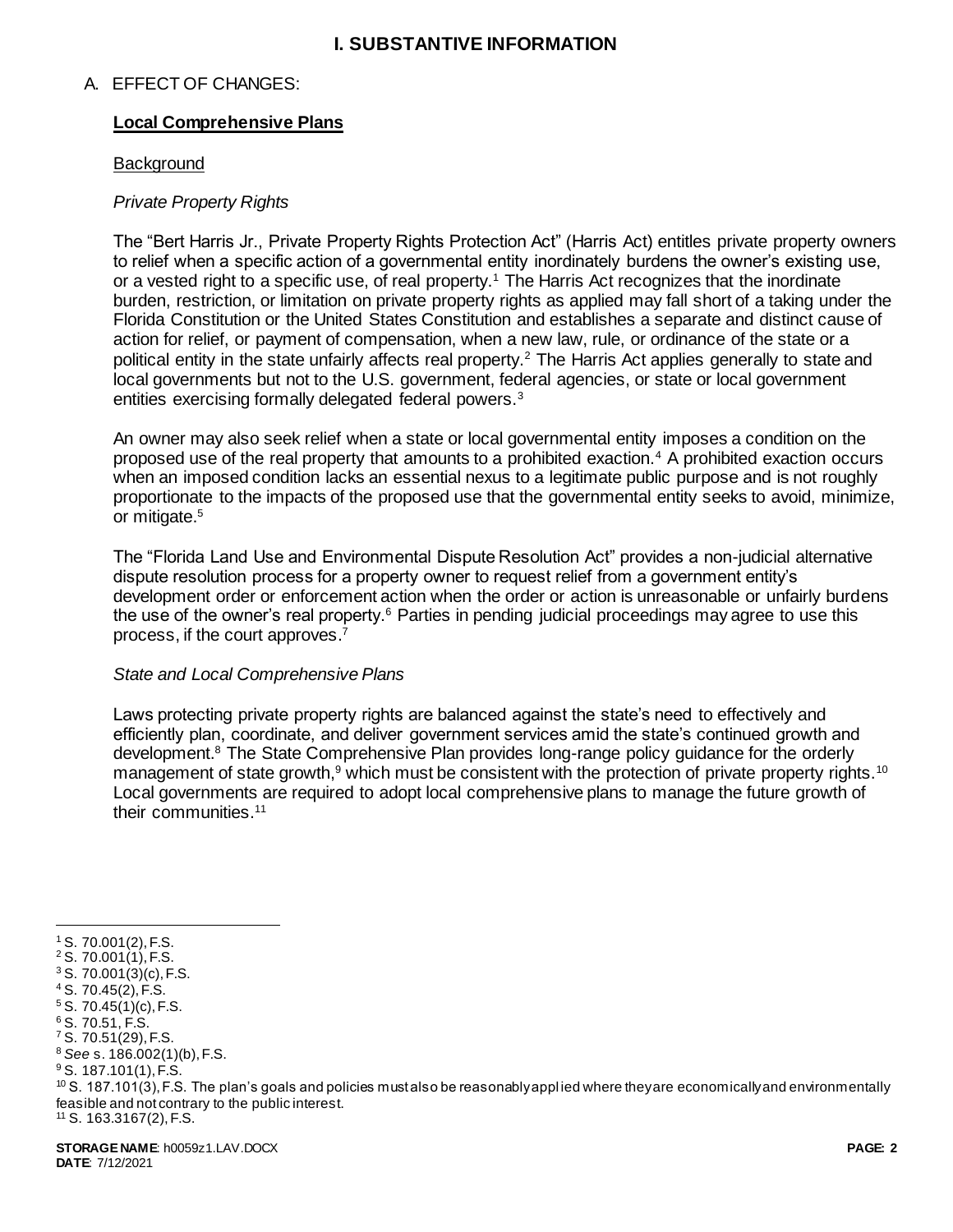# I. SUBSTANTIVE INFORMATION

## A. EFFECT OF CHANGES:

### Local Comprehensive Plans

Background

*Private Property Rights*

The "Bert Harris Jr., Private Property Rights Protection Act" (Harris Act) entitles private property owners to relief when a specific action of a governmental entity inordinately burdens the owner's existing use, or a vested right to a specific use, of real property.[1] The Harris Act recognizes that the inordinate burden, restriction, or limitation on private property rights as applied may fall short of a taking under the Florida Constitution or the United States Constitution and establishes a separate and distinct cause of action for relief, or payment of compensation, when a new law, rule, or ordinance of the state or a political entity in the state unfairly affects real property.[2] The Harris Act applies generally to state and local governments but not to the U.S. government, federal agencies, or state or local government entities exercising formally delegated federal powers.[3]

An owner may also seek relief when a state or local governmental entity imposes a condition on the proposed use of the real property that amounts to a prohibited exaction.[4] A prohibited exaction occurs when an imposed condition lacks an essential nexus to a legitimate public purpose and is not roughly proportionate to the impacts of the proposed use that the governmental entity seeks to avoid, minimize, or mitigate.[5]

The "Florida Land Use and Environmental Dispute Resolution Act" provides a non-judicial alternative dispute resolution process for a property owner to request relief from a government entity's development order or enforcement action when the order or action is unreasonable or unfairly burdens the use of the owner's real property.[6] Parties in pending judicial proceedings may agree to use this process, if the court approves.[7]

*State and Local Comprehensive Plans*

Laws protecting private property rights are balanced against the state's need to effectively and efficiently plan, coordinate, and deliver government services amid the state's continued growth and development.[8] The State Comprehensive Plan provides long-range policy guidance for the orderly management of state growth,[9] which must be consistent with the protection of private property rights.[10] Local governments are required to adopt local comprehensive plans to manage the future growth of their communities.[11]

---

[1] S. 70.001(2), F.S.
[2] S. 70.001(1), F.S.
[3] S. 70.001(3)(c), F.S.
[4] S. 70.45(2), F.S.
[5] S. 70.45(1)(c), F.S.
[6] S. 70.51, F.S.
[7] S. 70.51(29), F.S.
[8] *See* s. 186.002(1)(b), F.S.
[9] S. 187.101(1), F.S.
[10] S. 187.101(3), F.S. The plan's goals and policies must also be reasonably applied where they are economically and environmentally feasible and not contrary to the public interest.
[11] S. 163.3167(2), F.S.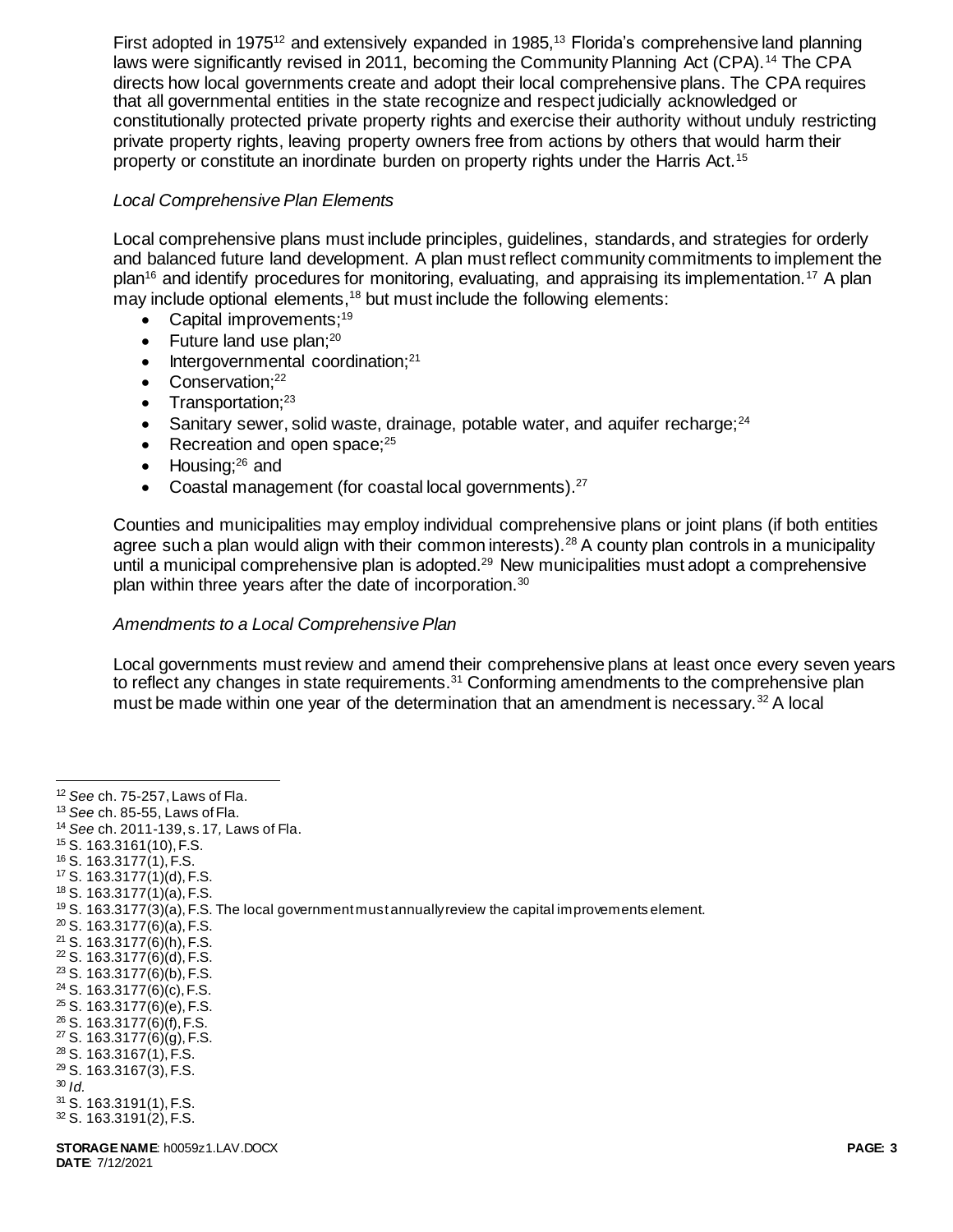First adopted in 1975[12] and extensively expanded in 1985,[13] Florida's comprehensive land planning laws were significantly revised in 2011, becoming the Community Planning Act (CPA).[14] The CPA directs how local governments create and adopt their local comprehensive plans. The CPA requires that all governmental entities in the state recognize and respect judicially acknowledged or constitutionally protected private property rights and exercise their authority without unduly restricting private property rights, leaving property owners free from actions by others that would harm their property or constitute an inordinate burden on property rights under the Harris Act.[15]

*Local Comprehensive Plan Elements*

Local comprehensive plans must include principles, guidelines, standards, and strategies for orderly and balanced future land development. A plan must reflect community commitments to implement the plan[16] and identify procedures for monitoring, evaluating, and appraising its implementation.[17] A plan may include optional elements,[18] but must include the following elements:

- Capital improvements;[19]
- Future land use plan;[20]
- Intergovernmental coordination;[21]
- Conservation;[22]
- Transportation;[23]
- Sanitary sewer, solid waste, drainage, potable water, and aquifer recharge;[24]
- Recreation and open space;[25]
- Housing;[26] and
- Coastal management (for coastal local governments).[27]

Counties and municipalities may employ individual comprehensive plans or joint plans (if both entities agree such a plan would align with their common interests).[28] A county plan controls in a municipality until a municipal comprehensive plan is adopted.[29] New municipalities must adopt a comprehensive plan within three years after the date of incorporation.[30]

*Amendments to a Local Comprehensive Plan*

Local governments must review and amend their comprehensive plans at least once every seven years to reflect any changes in state requirements.[31] Conforming amendments to the comprehensive plan must be made within one year of the determination that an amendment is necessary.[32] A local

---

[12] *See* ch. 75-257, Laws of Fla.
[13] *See* ch. 85-55, Laws of Fla.
[14] *See* ch. 2011-139, s. 17, Laws of Fla.
[15] S. 163.3161(10), F.S.
[16] S. 163.3177(1), F.S.
[17] S. 163.3177(1)(d), F.S.
[18] S. 163.3177(1)(a), F.S.
[19] S. 163.3177(3)(a), F.S. The local government must annually review the capital improvements element.
[20] S. 163.3177(6)(a), F.S.
[21] S. 163.3177(6)(h), F.S.
[22] S. 163.3177(6)(d), F.S.
[23] S. 163.3177(6)(b), F.S.
[24] S. 163.3177(6)(c), F.S.
[25] S. 163.3177(6)(e), F.S.
[26] S. 163.3177(6)(f), F.S.
[27] S. 163.3177(6)(g), F.S.
[28] S. 163.3167(1), F.S.
[29] S. 163.3167(3), F.S.
[30] *Id.*
[31] S. 163.3191(1), F.S.
[32] S. 163.3191(2), F.S.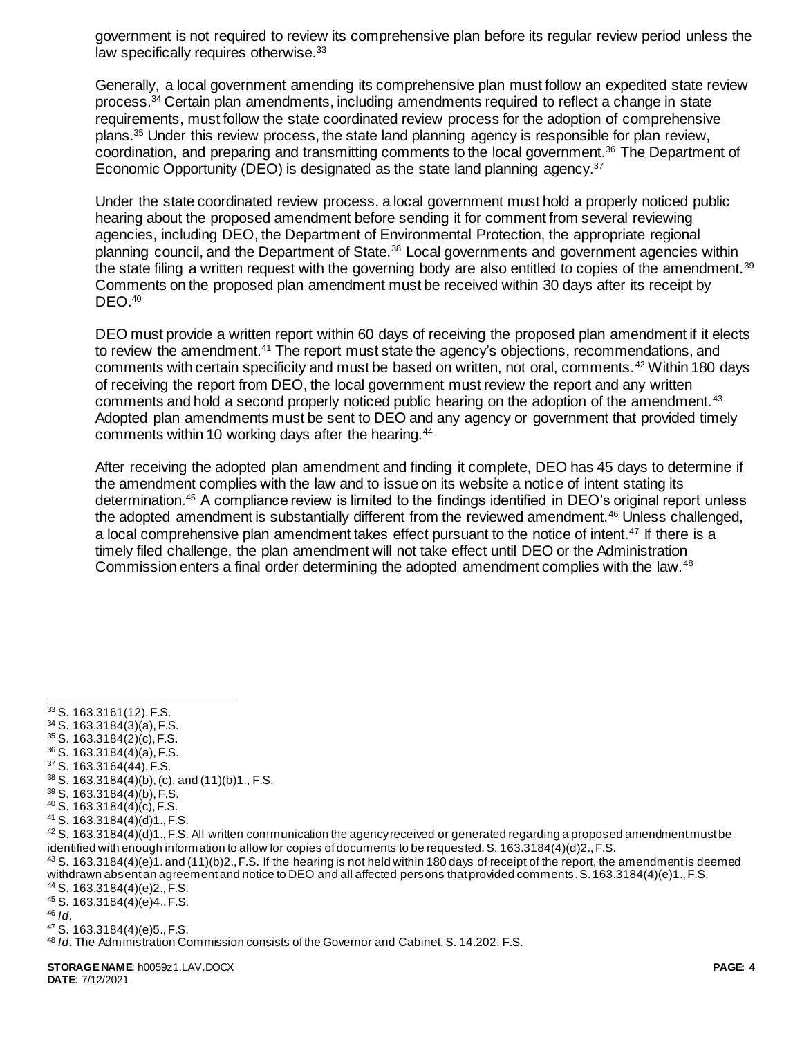government is not required to review its comprehensive plan before its regular review period unless the law specifically requires otherwise.[33]

Generally, a local government amending its comprehensive plan must follow an expedited state review process.[34] Certain plan amendments, including amendments required to reflect a change in state requirements, must follow the state coordinated review process for the adoption of comprehensive plans.[35] Under this review process, the state land planning agency is responsible for plan review, coordination, and preparing and transmitting comments to the local government.[36] The Department of Economic Opportunity (DEO) is designated as the state land planning agency.[37]

Under the state coordinated review process, a local government must hold a properly noticed public hearing about the proposed amendment before sending it for comment from several reviewing agencies, including DEO, the Department of Environmental Protection, the appropriate regional planning council, and the Department of State.[38] Local governments and government agencies within the state filing a written request with the governing body are also entitled to copies of the amendment.[39] Comments on the proposed plan amendment must be received within 30 days after its receipt by DEO.[40]

DEO must provide a written report within 60 days of receiving the proposed plan amendment if it elects to review the amendment.[41] The report must state the agency's objections, recommendations, and comments with certain specificity and must be based on written, not oral, comments.[42] Within 180 days of receiving the report from DEO, the local government must review the report and any written comments and hold a second properly noticed public hearing on the adoption of the amendment.[43] Adopted plan amendments must be sent to DEO and any agency or government that provided timely comments within 10 working days after the hearing.[44]

After receiving the adopted plan amendment and finding it complete, DEO has 45 days to determine if the amendment complies with the law and to issue on its website a notice of intent stating its determination.[45] A compliance review is limited to the findings identified in DEO's original report unless the adopted amendment is substantially different from the reviewed amendment.[46] Unless challenged, a local comprehensive plan amendment takes effect pursuant to the notice of intent.[47] If there is a timely filed challenge, the plan amendment will not take effect until DEO or the Administration Commission enters a final order determining the adopted amendment complies with the law.[48]

---

[33] S. 163.3161(12), F.S.
[34] S. 163.3184(3)(a), F.S.
[35] S. 163.3184(2)(c), F.S.
[36] S. 163.3184(4)(a), F.S.
[37] S. 163.3164(44), F.S.
[38] S. 163.3184(4)(b), (c), and (11)(b)1., F.S.
[39] S. 163.3184(4)(b), F.S.
[40] S. 163.3184(4)(c), F.S.
[41] S. 163.3184(4)(d)1., F.S.
[42] S. 163.3184(4)(d)1., F.S. All written communication the agency received or generated regarding a proposed amendment must be identified with enough information to allow for copies of documents to be requested. S. 163.3184(4)(d)2., F.S.
[43] S. 163.3184(4)(e)1. and (11)(b)2., F.S. If the hearing is not held within 180 days of receipt of the report, the amendment is deemed withdrawn absent an agreement and notice to DEO and all affected persons that provided comments. S. 163.3184(4)(e)1., F.S.
[44] S. 163.3184(4)(e)2., F.S.
[45] S. 163.3184(4)(e)4., F.S.
[46] *Id*.
[47] S. 163.3184(4)(e)5., F.S.
[48] *Id*. The Administration Commission consists of the Governor and Cabinet. S. 14.202, F.S.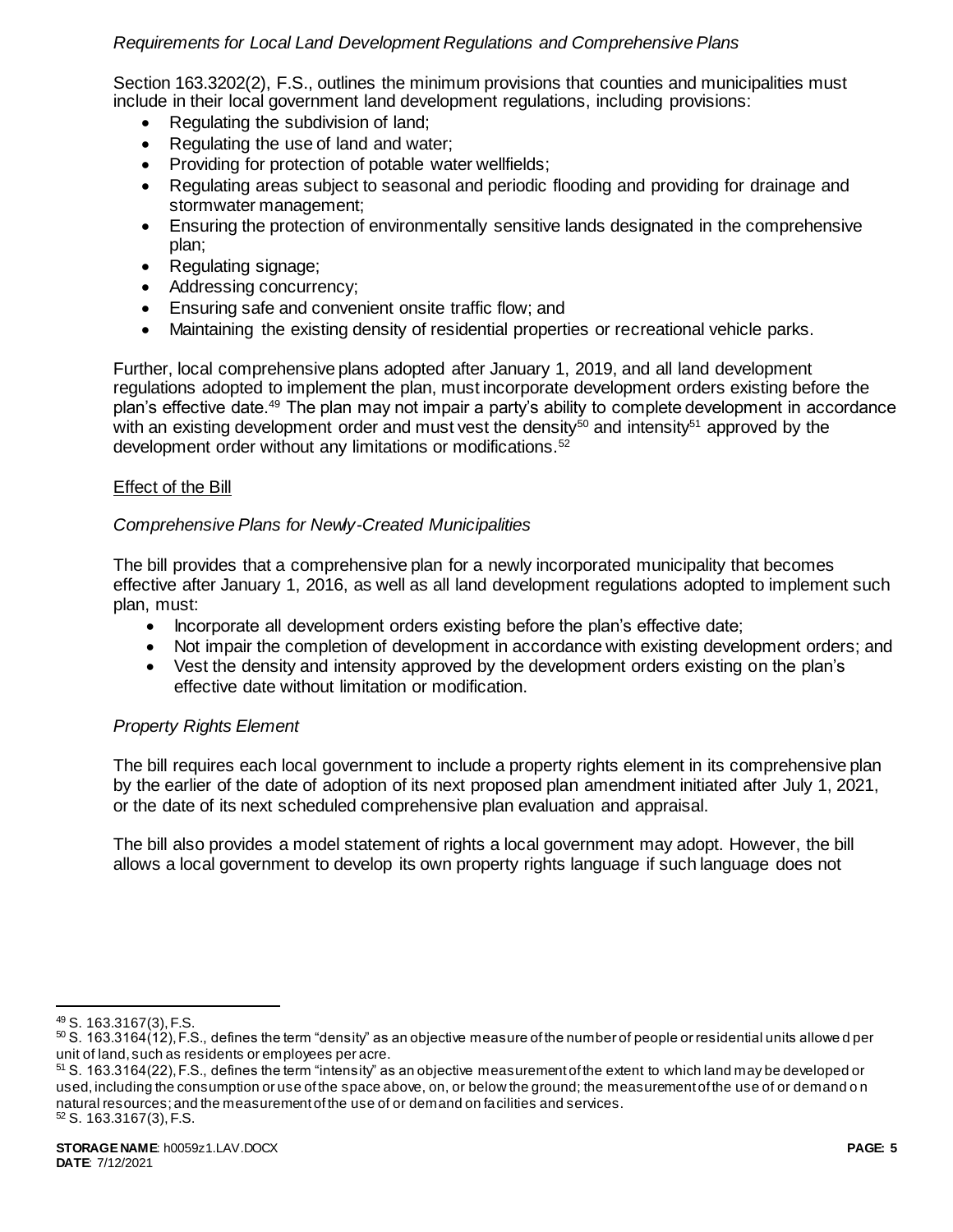*Requirements for Local Land Development Regulations and Comprehensive Plans*

Section 163.3202(2), F.S., outlines the minimum provisions that counties and municipalities must include in their local government land development regulations, including provisions:

- Regulating the subdivision of land;
- Regulating the use of land and water;
- Providing for protection of potable water wellfields;
- Regulating areas subject to seasonal and periodic flooding and providing for drainage and stormwater management;
- Ensuring the protection of environmentally sensitive lands designated in the comprehensive plan;
- Regulating signage;
- Addressing concurrency;
- Ensuring safe and convenient onsite traffic flow; and
- Maintaining the existing density of residential properties or recreational vehicle parks.

Further, local comprehensive plans adopted after January 1, 2019, and all land development regulations adopted to implement the plan, must incorporate development orders existing before the plan's effective date.[49] The plan may not impair a party's ability to complete development in accordance with an existing development order and must vest the density[50] and intensity[51] approved by the development order without any limitations or modifications.[52]

Effect of the Bill

*Comprehensive Plans for Newly-Created Municipalities*

The bill provides that a comprehensive plan for a newly incorporated municipality that becomes effective after January 1, 2016, as well as all land development regulations adopted to implement such plan, must:

- Incorporate all development orders existing before the plan's effective date;
- Not impair the completion of development in accordance with existing development orders; and
- Vest the density and intensity approved by the development orders existing on the plan's effective date without limitation or modification.

*Property Rights Element*

The bill requires each local government to include a property rights element in its comprehensive plan by the earlier of the date of adoption of its next proposed plan amendment initiated after July 1, 2021, or the date of its next scheduled comprehensive plan evaluation and appraisal.

The bill also provides a model statement of rights a local government may adopt. However, the bill allows a local government to develop its own property rights language if such language does not

---

[49] S. 163.3167(3), F.S.

[50] S. 163.3164(12), F.S., defines the term "density" as an objective measure of the number of people or residential units allowed per unit of land, such as residents or employees per acre.

[51] S. 163.3164(22), F.S., defines the term "intensity" as an objective measurement of the extent to which land may be developed or used, including the consumption or use of the space above, on, or below the ground; the measurement of the use of or demand on natural resources; and the measurement of the use of or demand on facilities and services.

[52] S. 163.3167(3), F.S.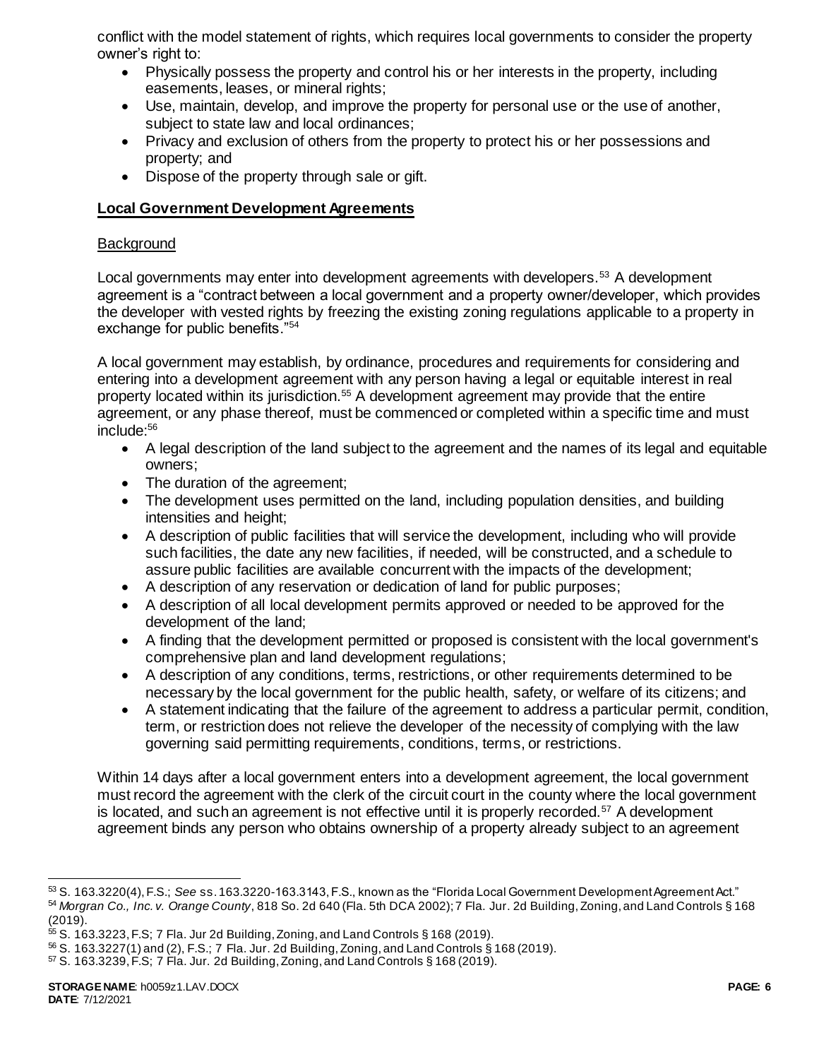conflict with the model statement of rights, which requires local governments to consider the property owner's right to:

- Physically possess the property and control his or her interests in the property, including easements, leases, or mineral rights;
- Use, maintain, develop, and improve the property for personal use or the use of another, subject to state law and local ordinances;
- Privacy and exclusion of others from the property to protect his or her possessions and property; and
- Dispose of the property through sale or gift.

## Local Government Development Agreements

### Background

Local governments may enter into development agreements with developers.[53] A development agreement is a "contract between a local government and a property owner/developer, which provides the developer with vested rights by freezing the existing zoning regulations applicable to a property in exchange for public benefits."[54]

A local government may establish, by ordinance, procedures and requirements for considering and entering into a development agreement with any person having a legal or equitable interest in real property located within its jurisdiction.[55] A development agreement may provide that the entire agreement, or any phase thereof, must be commenced or completed within a specific time and must include:[56]

- A legal description of the land subject to the agreement and the names of its legal and equitable owners;
- The duration of the agreement;
- The development uses permitted on the land, including population densities, and building intensities and height;
- A description of public facilities that will service the development, including who will provide such facilities, the date any new facilities, if needed, will be constructed, and a schedule to assure public facilities are available concurrent with the impacts of the development;
- A description of any reservation or dedication of land for public purposes;
- A description of all local development permits approved or needed to be approved for the development of the land;
- A finding that the development permitted or proposed is consistent with the local government's comprehensive plan and land development regulations;
- A description of any conditions, terms, restrictions, or other requirements determined to be necessary by the local government for the public health, safety, or welfare of its citizens; and
- A statement indicating that the failure of the agreement to address a particular permit, condition, term, or restriction does not relieve the developer of the necessity of complying with the law governing said permitting requirements, conditions, terms, or restrictions.

Within 14 days after a local government enters into a development agreement, the local government must record the agreement with the clerk of the circuit court in the county where the local government is located, and such an agreement is not effective until it is properly recorded.[57] A development agreement binds any person who obtains ownership of a property already subject to an agreement

---

[53] S. 163.3220(4), F.S.; *See* ss. 163.3220-163.3143, F.S., known as the "Florida Local Government Development Agreement Act."

[54] *Morgran Co., Inc. v. Orange County*, 818 So. 2d 640 (Fla. 5th DCA 2002); 7 Fla. Jur. 2d Building, Zoning, and Land Controls § 168 (2019).

[55] S. 163.3223, F.S; 7 Fla. Jur 2d Building, Zoning, and Land Controls § 168 (2019).

[56] S. 163.3227(1) and (2), F.S.; 7 Fla. Jur. 2d Building, Zoning, and Land Controls § 168 (2019).

[57] S. 163.3239, F.S; 7 Fla. Jur. 2d Building, Zoning, and Land Controls § 168 (2019).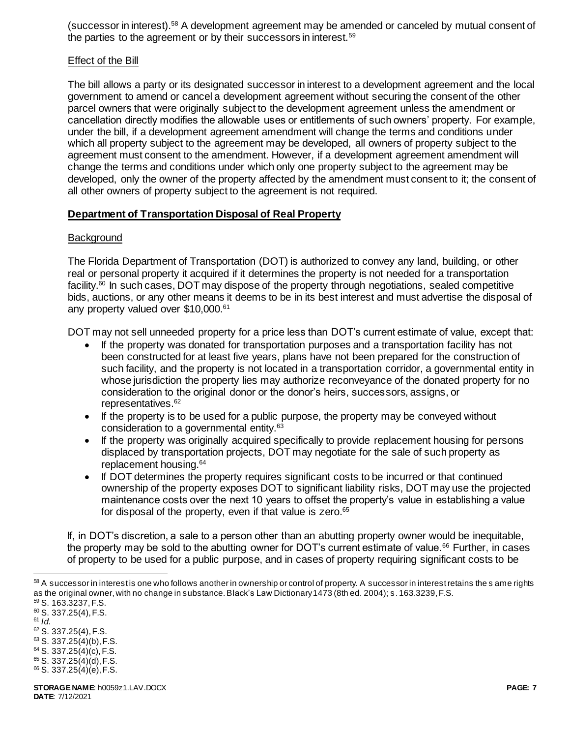(successor in interest).[58] A development agreement may be amended or canceled by mutual consent of the parties to the agreement or by their successors in interest.[59]

Effect of the Bill

The bill allows a party or its designated successor in interest to a development agreement and the local government to amend or cancel a development agreement without securing the consent of the other parcel owners that were originally subject to the development agreement unless the amendment or cancellation directly modifies the allowable uses or entitlements of such owners' property. For example, under the bill, if a development agreement amendment will change the terms and conditions under which all property subject to the agreement may be developed, all owners of property subject to the agreement must consent to the amendment. However, if a development agreement amendment will change the terms and conditions under which only one property subject to the agreement may be developed, only the owner of the property affected by the amendment must consent to it; the consent of all other owners of property subject to the agreement is not required.

**Department of Transportation Disposal of Real Property**

Background

The Florida Department of Transportation (DOT) is authorized to convey any land, building, or other real or personal property it acquired if it determines the property is not needed for a transportation facility.[60] In such cases, DOT may dispose of the property through negotiations, sealed competitive bids, auctions, or any other means it deems to be in its best interest and must advertise the disposal of any property valued over $10,000.[61]

DOT may not sell unneeded property for a price less than DOT's current estimate of value, except that:

- If the property was donated for transportation purposes and a transportation facility has not been constructed for at least five years, plans have not been prepared for the construction of such facility, and the property is not located in a transportation corridor, a governmental entity in whose jurisdiction the property lies may authorize reconveyance of the donated property for no consideration to the original donor or the donor's heirs, successors, assigns, or representatives.[62]
- If the property is to be used for a public purpose, the property may be conveyed without consideration to a governmental entity.[63]
- If the property was originally acquired specifically to provide replacement housing for persons displaced by transportation projects, DOT may negotiate for the sale of such property as replacement housing.[64]
- If DOT determines the property requires significant costs to be incurred or that continued ownership of the property exposes DOT to significant liability risks, DOT may use the projected maintenance costs over the next 10 years to offset the property's value in establishing a value for disposal of the property, even if that value is zero.[65]

If, in DOT's discretion, a sale to a person other than an abutting property owner would be inequitable, the property may be sold to the abutting owner for DOT's current estimate of value.[66] Further, in cases of property to be used for a public purpose, and in cases of property requiring significant costs to be

---

[58] A successor in interest is one who follows another in ownership or control of property. A successor in interest retains the same rights as the original owner, with no change in substance. Black's Law Dictionary 1473 (8th ed. 2004); s. 163.3239, F.S.

[59] S. 163.3237, F.S.

[60] S. 337.25(4), F.S.

[61] *Id.*

[62] S. 337.25(4), F.S.

[63] S. 337.25(4)(b), F.S.

[64] S. 337.25(4)(c), F.S.

[65] S. 337.25(4)(d), F.S.

[66] S. 337.25(4)(e), F.S.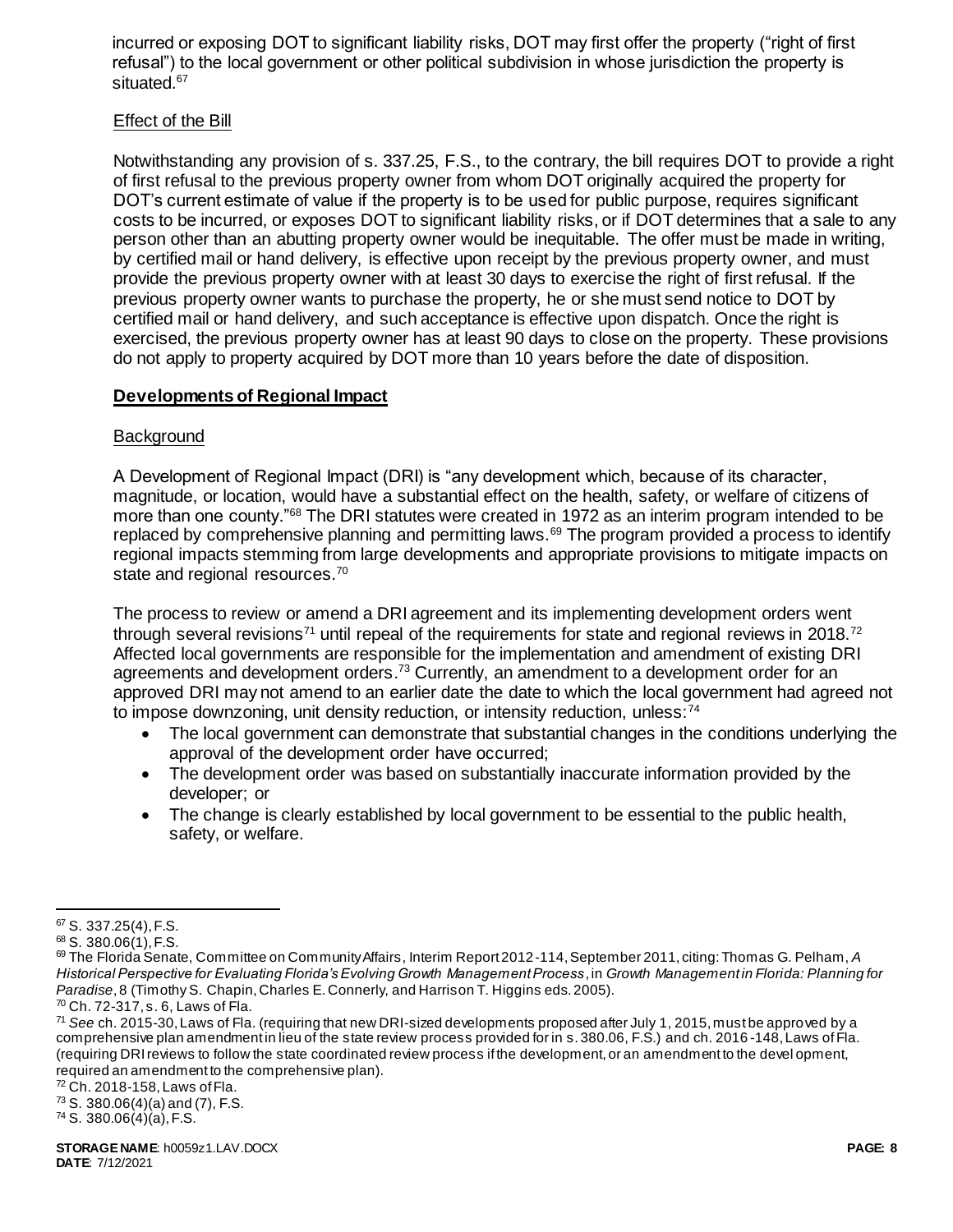incurred or exposing DOT to significant liability risks, DOT may first offer the property ("right of first refusal") to the local government or other political subdivision in whose jurisdiction the property is situated.[67]

Effect of the Bill

Notwithstanding any provision of s. 337.25, F.S., to the contrary, the bill requires DOT to provide a right of first refusal to the previous property owner from whom DOT originally acquired the property for DOT's current estimate of value if the property is to be used for public purpose, requires significant costs to be incurred, or exposes DOT to significant liability risks, or if DOT determines that a sale to any person other than an abutting property owner would be inequitable. The offer must be made in writing, by certified mail or hand delivery, is effective upon receipt by the previous property owner, and must provide the previous property owner with at least 30 days to exercise the right of first refusal. If the previous property owner wants to purchase the property, he or she must send notice to DOT by certified mail or hand delivery, and such acceptance is effective upon dispatch. Once the right is exercised, the previous property owner has at least 90 days to close on the property. These provisions do not apply to property acquired by DOT more than 10 years before the date of disposition.

**Developments of Regional Impact**

Background

A Development of Regional Impact (DRI) is "any development which, because of its character, magnitude, or location, would have a substantial effect on the health, safety, or welfare of citizens of more than one county."[68] The DRI statutes were created in 1972 as an interim program intended to be replaced by comprehensive planning and permitting laws.[69] The program provided a process to identify regional impacts stemming from large developments and appropriate provisions to mitigate impacts on state and regional resources.[70]

The process to review or amend a DRI agreement and its implementing development orders went through several revisions[71] until repeal of the requirements for state and regional reviews in 2018.[72] Affected local governments are responsible for the implementation and amendment of existing DRI agreements and development orders.[73] Currently, an amendment to a development order for an approved DRI may not amend to an earlier date the date to which the local government had agreed not to impose downzoning, unit density reduction, or intensity reduction, unless:[74]

- The local government can demonstrate that substantial changes in the conditions underlying the approval of the development order have occurred;
- The development order was based on substantially inaccurate information provided by the developer; or
- The change is clearly established by local government to be essential to the public health, safety, or welfare.

---

[67] S. 337.25(4), F.S.
[68] S. 380.06(1), F.S.
[69] The Florida Senate, Committee on Community Affairs, Interim Report 2012-114, September 2011, citing: Thomas G. Pelham, *A Historical Perspective for Evaluating Florida's Evolving Growth Management Process*, in *Growth Management in Florida: Planning for Paradise*, 8 (Timothy S. Chapin, Charles E. Connerly, and Harrison T. Higgins eds. 2005).
[70] Ch. 72-317, s. 6, Laws of Fla.
[71] *See* ch. 2015-30, Laws of Fla. (requiring that new DRI-sized developments proposed after July 1, 2015, must be approved by a comprehensive plan amendment in lieu of the state review process provided for in s. 380.06, F.S.) and ch. 2016-148, Laws of Fla. (requiring DRI reviews to follow the state coordinated review process if the development, or an amendment to the development, required an amendment to the comprehensive plan).
[72] Ch. 2018-158, Laws of Fla.
[73] S. 380.06(4)(a) and (7), F.S.
[74] S. 380.06(4)(a), F.S.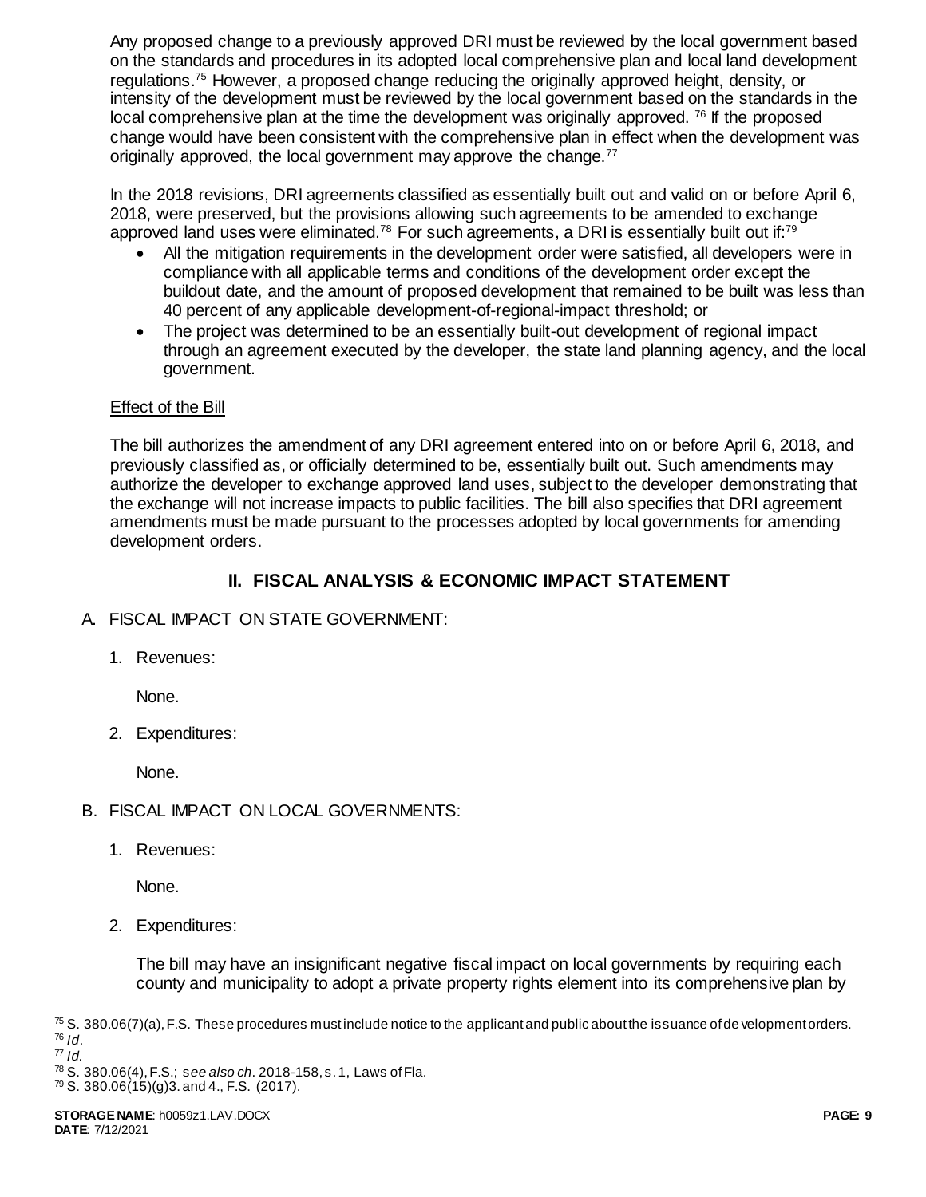Any proposed change to a previously approved DRI must be reviewed by the local government based on the standards and procedures in its adopted local comprehensive plan and local land development regulations.[75] However, a proposed change reducing the originally approved height, density, or intensity of the development must be reviewed by the local government based on the standards in the local comprehensive plan at the time the development was originally approved. [76] If the proposed change would have been consistent with the comprehensive plan in effect when the development was originally approved, the local government may approve the change.[77]

In the 2018 revisions, DRI agreements classified as essentially built out and valid on or before April 6, 2018, were preserved, but the provisions allowing such agreements to be amended to exchange approved land uses were eliminated.[78] For such agreements, a DRI is essentially built out if:[79]

- All the mitigation requirements in the development order were satisfied, all developers were in compliance with all applicable terms and conditions of the development order except the buildout date, and the amount of proposed development that remained to be built was less than 40 percent of any applicable development-of-regional-impact threshold; or
- The project was determined to be an essentially built-out development of regional impact through an agreement executed by the developer, the state land planning agency, and the local government.

<u>Effect of the Bill</u>

The bill authorizes the amendment of any DRI agreement entered into on or before April 6, 2018, and previously classified as, or officially determined to be, essentially built out. Such amendments may authorize the developer to exchange approved land uses, subject to the developer demonstrating that the exchange will not increase impacts to public facilities. The bill also specifies that DRI agreement amendments must be made pursuant to the processes adopted by local governments for amending development orders.

## II. FISCAL ANALYSIS & ECONOMIC IMPACT STATEMENT

A. FISCAL IMPACT ON STATE GOVERNMENT:

1. Revenues:

   None.

2. Expenditures:

   None.

B. FISCAL IMPACT ON LOCAL GOVERNMENTS:

1. Revenues:

   None.

2. Expenditures:

   The bill may have an insignificant negative fiscal impact on local governments by requiring each county and municipality to adopt a private property rights element into its comprehensive plan by

---

[75] S. 380.06(7)(a), F.S. These procedures must include notice to the applicant and public about the issuance of development orders.
[76] *Id*.
[77] *Id.*
[78] S. 380.06(4), F.S.; *see also ch*. 2018-158, s. 1, Laws of Fla.
[79] S. 380.06(15)(g)3. and 4., F.S. (2017).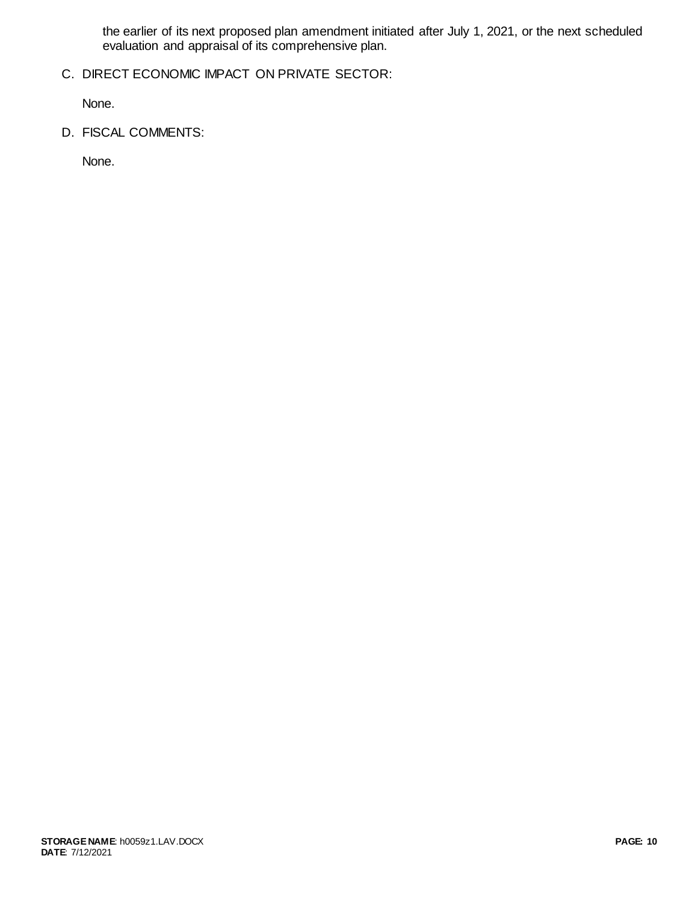the earlier of its next proposed plan amendment initiated after July 1, 2021, or the next scheduled evaluation and appraisal of its comprehensive plan.

C. DIRECT ECONOMIC IMPACT ON PRIVATE SECTOR:

None.

D. FISCAL COMMENTS:

None.